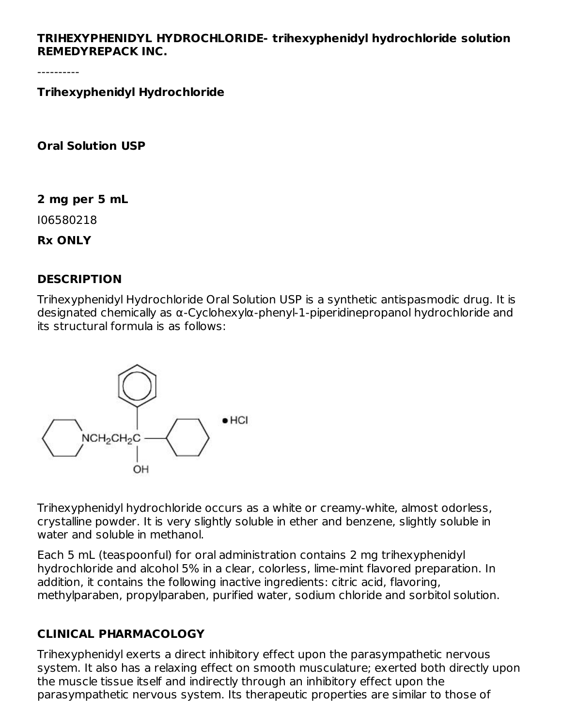**TRIHEXYPHENIDYL HYDROCHLORIDE- trihexyphenidyl hydrochloride solution**
**REMEDYREPACK INC.**

----------

**Trihexyphenidyl Hydrochloride**

**Oral Solution USP**

**2 mg per 5 mL**

I06580218

**Rx ONLY**

## DESCRIPTION

Trihexyphenidyl Hydrochloride Oral Solution USP is a synthetic antispasmodic drug. It is designated chemically as α-Cyclohexylα-phenyl-1-piperidinepropanol hydrochloride and its structural formula is as follows:

Trihexyphenidyl hydrochloride occurs as a white or creamy-white, almost odorless, crystalline powder. It is very slightly soluble in ether and benzene, slightly soluble in water and soluble in methanol.

Each 5 mL (teaspoonful) for oral administration contains 2 mg trihexyphenidyl hydrochloride and alcohol 5% in a clear, colorless, lime-mint flavored preparation. In addition, it contains the following inactive ingredients: citric acid, flavoring, methylparaben, propylparaben, purified water, sodium chloride and sorbitol solution.

## CLINICAL PHARMACOLOGY

Trihexyphenidyl exerts a direct inhibitory effect upon the parasympathetic nervous system. It also has a relaxing effect on smooth musculature; exerted both directly upon the muscle tissue itself and indirectly through an inhibitory effect upon the parasympathetic nervous system. Its therapeutic properties are similar to those of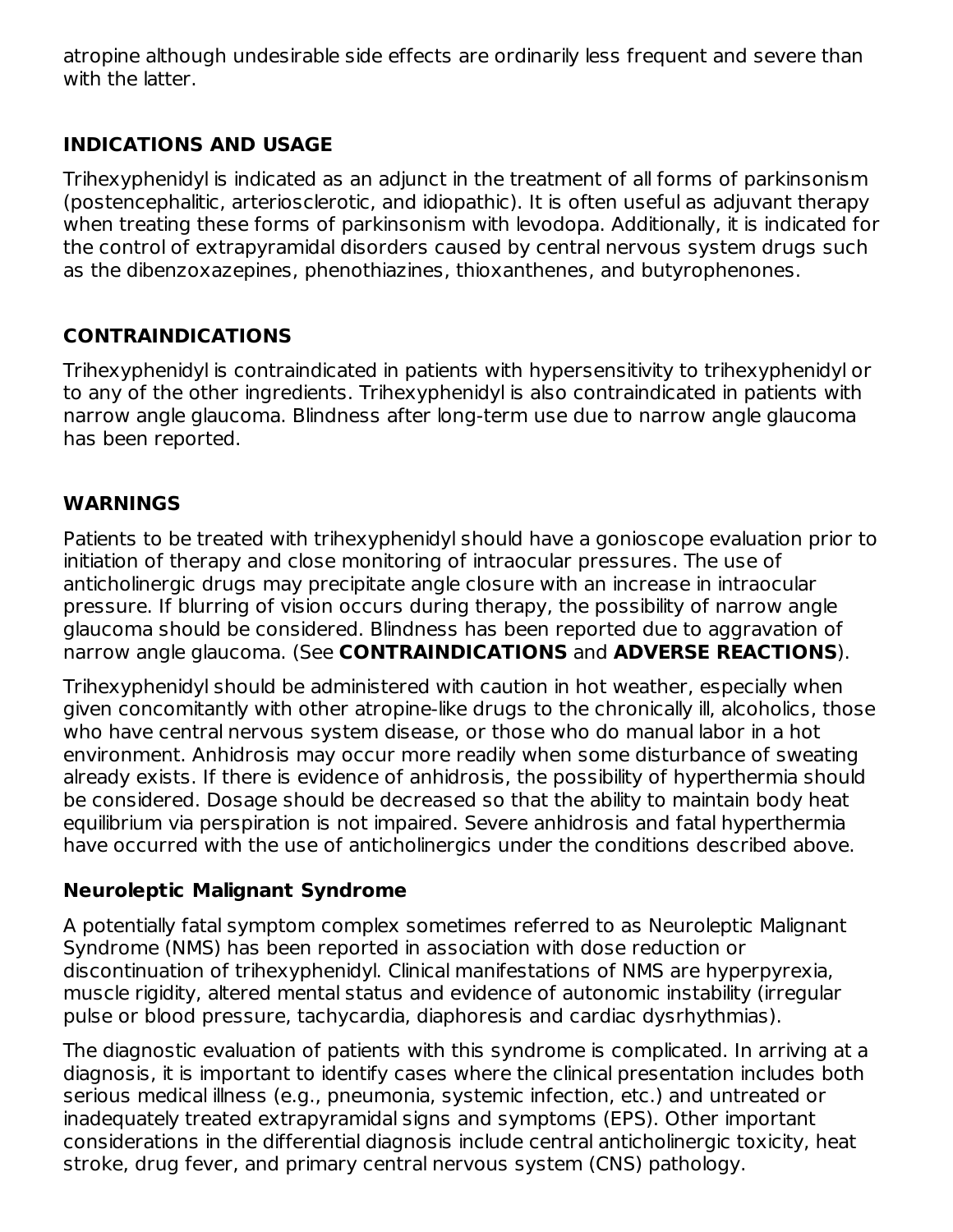atropine although undesirable side effects are ordinarily less frequent and severe than with the latter.

## INDICATIONS AND USAGE

Trihexyphenidyl is indicated as an adjunct in the treatment of all forms of parkinsonism (postencephalitic, arteriosclerotic, and idiopathic). It is often useful as adjuvant therapy when treating these forms of parkinsonism with levodopa. Additionally, it is indicated for the control of extrapyramidal disorders caused by central nervous system drugs such as the dibenzoxazepines, phenothiazines, thioxanthenes, and butyrophenones.

## CONTRAINDICATIONS

Trihexyphenidyl is contraindicated in patients with hypersensitivity to trihexyphenidyl or to any of the other ingredients. Trihexyphenidyl is also contraindicated in patients with narrow angle glaucoma. Blindness after long-term use due to narrow angle glaucoma has been reported.

## WARNINGS

Patients to be treated with trihexyphenidyl should have a gonioscope evaluation prior to initiation of therapy and close monitoring of intraocular pressures. The use of anticholinergic drugs may precipitate angle closure with an increase in intraocular pressure. If blurring of vision occurs during therapy, the possibility of narrow angle glaucoma should be considered. Blindness has been reported due to aggravation of narrow angle glaucoma. (See **CONTRAINDICATIONS** and **ADVERSE REACTIONS**).

Trihexyphenidyl should be administered with caution in hot weather, especially when given concomitantly with other atropine-like drugs to the chronically ill, alcoholics, those who have central nervous system disease, or those who do manual labor in a hot environment. Anhidrosis may occur more readily when some disturbance of sweating already exists. If there is evidence of anhidrosis, the possibility of hyperthermia should be considered. Dosage should be decreased so that the ability to maintain body heat equilibrium via perspiration is not impaired. Severe anhidrosis and fatal hyperthermia have occurred with the use of anticholinergics under the conditions described above.

### Neuroleptic Malignant Syndrome

A potentially fatal symptom complex sometimes referred to as Neuroleptic Malignant Syndrome (NMS) has been reported in association with dose reduction or discontinuation of trihexyphenidyl. Clinical manifestations of NMS are hyperpyrexia, muscle rigidity, altered mental status and evidence of autonomic instability (irregular pulse or blood pressure, tachycardia, diaphoresis and cardiac dysrhythmias).

The diagnostic evaluation of patients with this syndrome is complicated. In arriving at a diagnosis, it is important to identify cases where the clinical presentation includes both serious medical illness (e.g., pneumonia, systemic infection, etc.) and untreated or inadequately treated extrapyramidal signs and symptoms (EPS). Other important considerations in the differential diagnosis include central anticholinergic toxicity, heat stroke, drug fever, and primary central nervous system (CNS) pathology.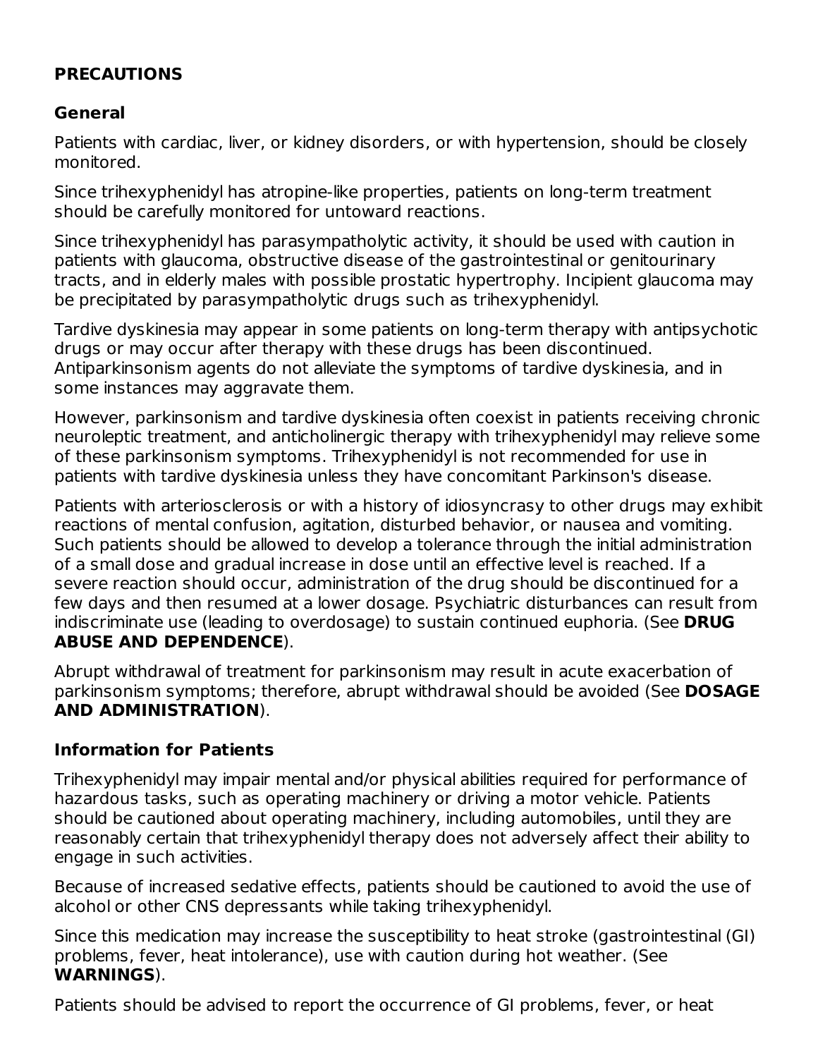## PRECAUTIONS

### General

Patients with cardiac, liver, or kidney disorders, or with hypertension, should be closely monitored.

Since trihexyphenidyl has atropine-like properties, patients on long-term treatment should be carefully monitored for untoward reactions.

Since trihexyphenidyl has parasympatholytic activity, it should be used with caution in patients with glaucoma, obstructive disease of the gastrointestinal or genitourinary tracts, and in elderly males with possible prostatic hypertrophy. Incipient glaucoma may be precipitated by parasympatholytic drugs such as trihexyphenidyl.

Tardive dyskinesia may appear in some patients on long-term therapy with antipsychotic drugs or may occur after therapy with these drugs has been discontinued. Antiparkinsonism agents do not alleviate the symptoms of tardive dyskinesia, and in some instances may aggravate them.

However, parkinsonism and tardive dyskinesia often coexist in patients receiving chronic neuroleptic treatment, and anticholinergic therapy with trihexyphenidyl may relieve some of these parkinsonism symptoms. Trihexyphenidyl is not recommended for use in patients with tardive dyskinesia unless they have concomitant Parkinson's disease.

Patients with arteriosclerosis or with a history of idiosyncrasy to other drugs may exhibit reactions of mental confusion, agitation, disturbed behavior, or nausea and vomiting. Such patients should be allowed to develop a tolerance through the initial administration of a small dose and gradual increase in dose until an effective level is reached. If a severe reaction should occur, administration of the drug should be discontinued for a few days and then resumed at a lower dosage. Psychiatric disturbances can result from indiscriminate use (leading to overdosage) to sustain continued euphoria. (See **DRUG ABUSE AND DEPENDENCE**).

Abrupt withdrawal of treatment for parkinsonism may result in acute exacerbation of parkinsonism symptoms; therefore, abrupt withdrawal should be avoided (See **DOSAGE AND ADMINISTRATION**).

### Information for Patients

Trihexyphenidyl may impair mental and/or physical abilities required for performance of hazardous tasks, such as operating machinery or driving a motor vehicle. Patients should be cautioned about operating machinery, including automobiles, until they are reasonably certain that trihexyphenidyl therapy does not adversely affect their ability to engage in such activities.

Because of increased sedative effects, patients should be cautioned to avoid the use of alcohol or other CNS depressants while taking trihexyphenidyl.

Since this medication may increase the susceptibility to heat stroke (gastrointestinal (GI) problems, fever, heat intolerance), use with caution during hot weather. (See **WARNINGS**).

Patients should be advised to report the occurrence of GI problems, fever, or heat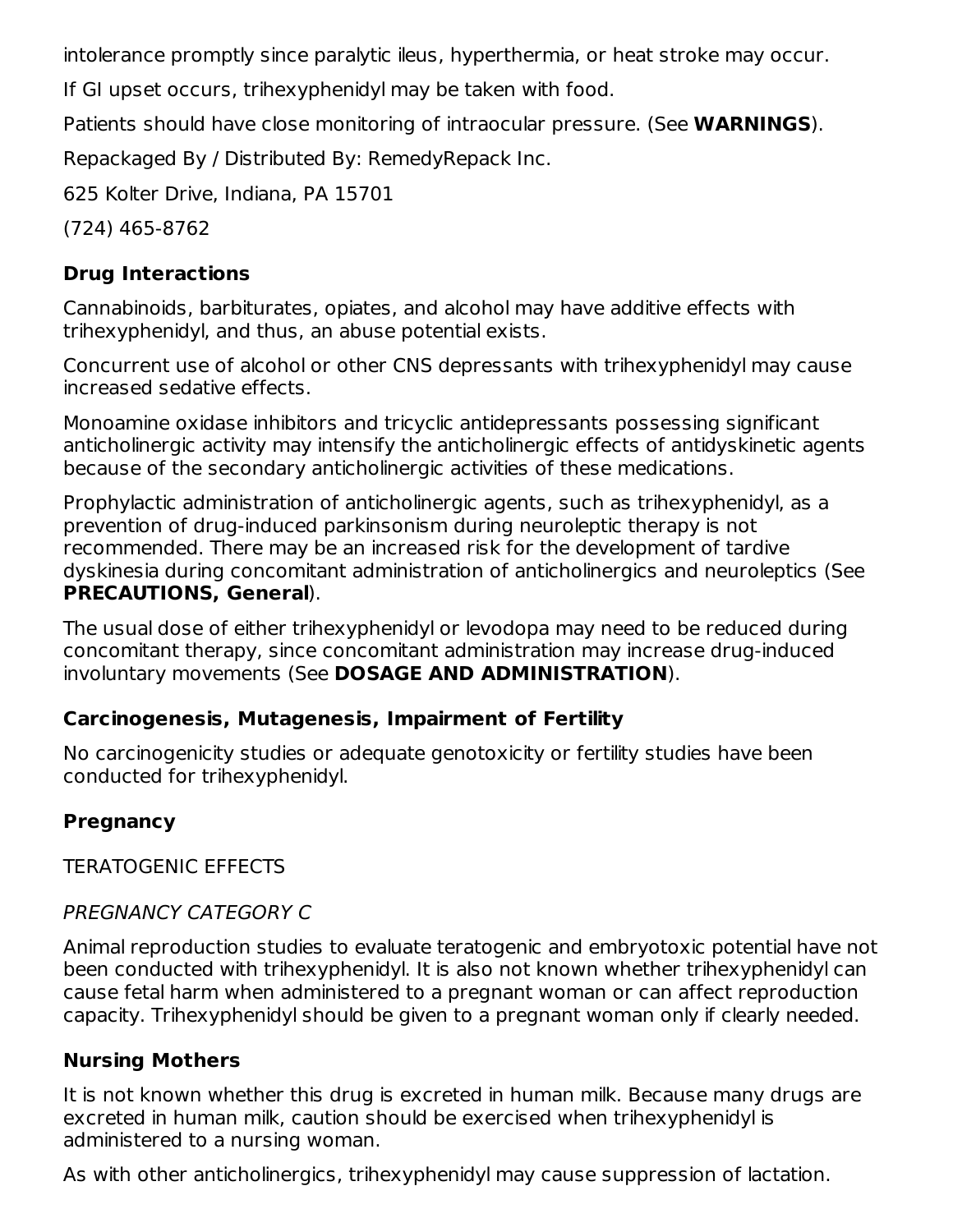intolerance promptly since paralytic ileus, hyperthermia, or heat stroke may occur.

If GI upset occurs, trihexyphenidyl may be taken with food.

Patients should have close monitoring of intraocular pressure. (See **WARNINGS**).

Repackaged By / Distributed By: RemedyRepack Inc.

625 Kolter Drive, Indiana, PA 15701

(724) 465-8762

### Drug Interactions

Cannabinoids, barbiturates, opiates, and alcohol may have additive effects with trihexyphenidyl, and thus, an abuse potential exists.

Concurrent use of alcohol or other CNS depressants with trihexyphenidyl may cause increased sedative effects.

Monoamine oxidase inhibitors and tricyclic antidepressants possessing significant anticholinergic activity may intensify the anticholinergic effects of antidyskinetic agents because of the secondary anticholinergic activities of these medications.

Prophylactic administration of anticholinergic agents, such as trihexyphenidyl, as a prevention of drug-induced parkinsonism during neuroleptic therapy is not recommended. There may be an increased risk for the development of tardive dyskinesia during concomitant administration of anticholinergics and neuroleptics (See **PRECAUTIONS, General**).

The usual dose of either trihexyphenidyl or levodopa may need to be reduced during concomitant therapy, since concomitant administration may increase drug-induced involuntary movements (See **DOSAGE AND ADMINISTRATION**).

### Carcinogenesis, Mutagenesis, Impairment of Fertility

No carcinogenicity studies or adequate genotoxicity or fertility studies have been conducted for trihexyphenidyl.

### Pregnancy

TERATOGENIC EFFECTS

*PREGNANCY CATEGORY C*

Animal reproduction studies to evaluate teratogenic and embryotoxic potential have not been conducted with trihexyphenidyl. It is also not known whether trihexyphenidyl can cause fetal harm when administered to a pregnant woman or can affect reproduction capacity. Trihexyphenidyl should be given to a pregnant woman only if clearly needed.

### Nursing Mothers

It is not known whether this drug is excreted in human milk. Because many drugs are excreted in human milk, caution should be exercised when trihexyphenidyl is administered to a nursing woman.

As with other anticholinergics, trihexyphenidyl may cause suppression of lactation.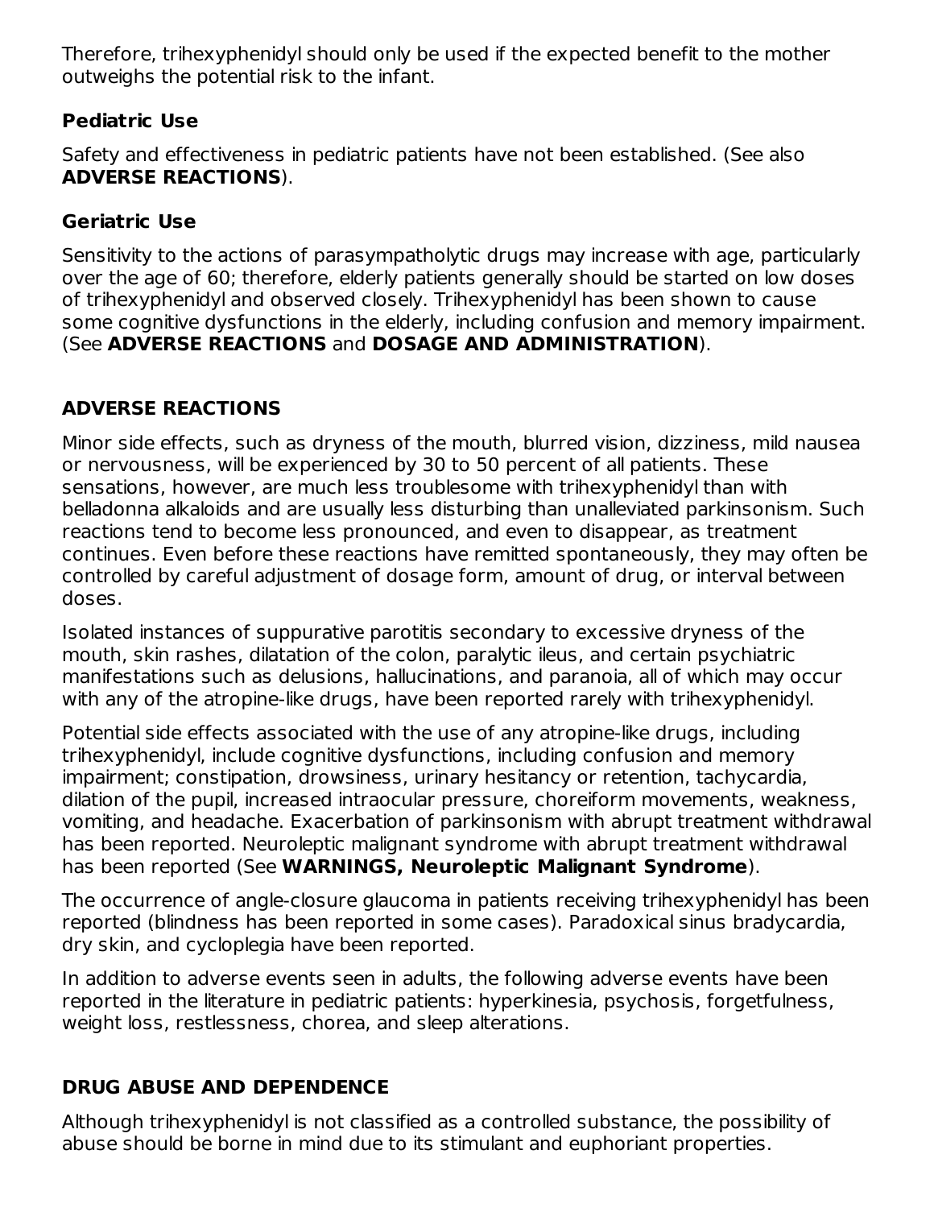Therefore, trihexyphenidyl should only be used if the expected benefit to the mother outweighs the potential risk to the infant.

### Pediatric Use

Safety and effectiveness in pediatric patients have not been established. (See also **ADVERSE REACTIONS**).

### Geriatric Use

Sensitivity to the actions of parasympatholytic drugs may increase with age, particularly over the age of 60; therefore, elderly patients generally should be started on low doses of trihexyphenidyl and observed closely. Trihexyphenidyl has been shown to cause some cognitive dysfunctions in the elderly, including confusion and memory impairment. (See **ADVERSE REACTIONS** and **DOSAGE AND ADMINISTRATION**).

## ADVERSE REACTIONS

Minor side effects, such as dryness of the mouth, blurred vision, dizziness, mild nausea or nervousness, will be experienced by 30 to 50 percent of all patients. These sensations, however, are much less troublesome with trihexyphenidyl than with belladonna alkaloids and are usually less disturbing than unalleviated parkinsonism. Such reactions tend to become less pronounced, and even to disappear, as treatment continues. Even before these reactions have remitted spontaneously, they may often be controlled by careful adjustment of dosage form, amount of drug, or interval between doses.

Isolated instances of suppurative parotitis secondary to excessive dryness of the mouth, skin rashes, dilatation of the colon, paralytic ileus, and certain psychiatric manifestations such as delusions, hallucinations, and paranoia, all of which may occur with any of the atropine-like drugs, have been reported rarely with trihexyphenidyl.

Potential side effects associated with the use of any atropine-like drugs, including trihexyphenidyl, include cognitive dysfunctions, including confusion and memory impairment; constipation, drowsiness, urinary hesitancy or retention, tachycardia, dilation of the pupil, increased intraocular pressure, choreiform movements, weakness, vomiting, and headache. Exacerbation of parkinsonism with abrupt treatment withdrawal has been reported. Neuroleptic malignant syndrome with abrupt treatment withdrawal has been reported (See **WARNINGS, Neuroleptic Malignant Syndrome**).

The occurrence of angle-closure glaucoma in patients receiving trihexyphenidyl has been reported (blindness has been reported in some cases). Paradoxical sinus bradycardia, dry skin, and cycloplegia have been reported.

In addition to adverse events seen in adults, the following adverse events have been reported in the literature in pediatric patients: hyperkinesia, psychosis, forgetfulness, weight loss, restlessness, chorea, and sleep alterations.

## DRUG ABUSE AND DEPENDENCE

Although trihexyphenidyl is not classified as a controlled substance, the possibility of abuse should be borne in mind due to its stimulant and euphoriant properties.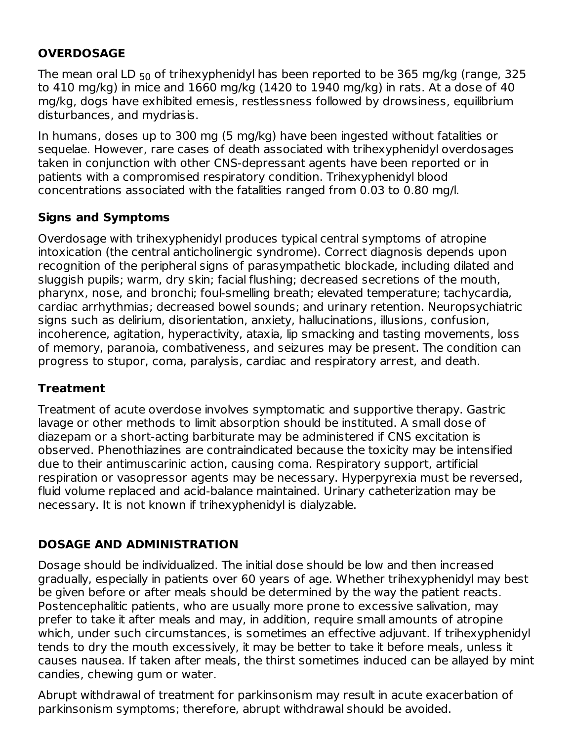## OVERDOSAGE

The mean oral $LD_{50}$ of trihexyphenidyl has been reported to be 365 mg/kg (range, 325 to 410 mg/kg) in mice and 1660 mg/kg (1420 to 1940 mg/kg) in rats. At a dose of 40 mg/kg, dogs have exhibited emesis, restlessness followed by drowsiness, equilibrium disturbances, and mydriasis.

In humans, doses up to 300 mg (5 mg/kg) have been ingested without fatalities or sequelae. However, rare cases of death associated with trihexyphenidyl overdosages taken in conjunction with other CNS-depressant agents have been reported or in patients with a compromised respiratory condition. Trihexyphenidyl blood concentrations associated with the fatalities ranged from 0.03 to 0.80 mg/l.

### Signs and Symptoms

Overdosage with trihexyphenidyl produces typical central symptoms of atropine intoxication (the central anticholinergic syndrome). Correct diagnosis depends upon recognition of the peripheral signs of parasympathetic blockade, including dilated and sluggish pupils; warm, dry skin; facial flushing; decreased secretions of the mouth, pharynx, nose, and bronchi; foul-smelling breath; elevated temperature; tachycardia, cardiac arrhythmias; decreased bowel sounds; and urinary retention. Neuropsychiatric signs such as delirium, disorientation, anxiety, hallucinations, illusions, confusion, incoherence, agitation, hyperactivity, ataxia, lip smacking and tasting movements, loss of memory, paranoia, combativeness, and seizures may be present. The condition can progress to stupor, coma, paralysis, cardiac and respiratory arrest, and death.

### Treatment

Treatment of acute overdose involves symptomatic and supportive therapy. Gastric lavage or other methods to limit absorption should be instituted. A small dose of diazepam or a short-acting barbiturate may be administered if CNS excitation is observed. Phenothiazines are contraindicated because the toxicity may be intensified due to their antimuscarinic action, causing coma. Respiratory support, artificial respiration or vasopressor agents may be necessary. Hyperpyrexia must be reversed, fluid volume replaced and acid-balance maintained. Urinary catheterization may be necessary. It is not known if trihexyphenidyl is dialyzable.

## DOSAGE AND ADMINISTRATION

Dosage should be individualized. The initial dose should be low and then increased gradually, especially in patients over 60 years of age. Whether trihexyphenidyl may best be given before or after meals should be determined by the way the patient reacts. Postencephalitic patients, who are usually more prone to excessive salivation, may prefer to take it after meals and may, in addition, require small amounts of atropine which, under such circumstances, is sometimes an effective adjuvant. If trihexyphenidyl tends to dry the mouth excessively, it may be better to take it before meals, unless it causes nausea. If taken after meals, the thirst sometimes induced can be allayed by mint candies, chewing gum or water.

Abrupt withdrawal of treatment for parkinsonism may result in acute exacerbation of parkinsonism symptoms; therefore, abrupt withdrawal should be avoided.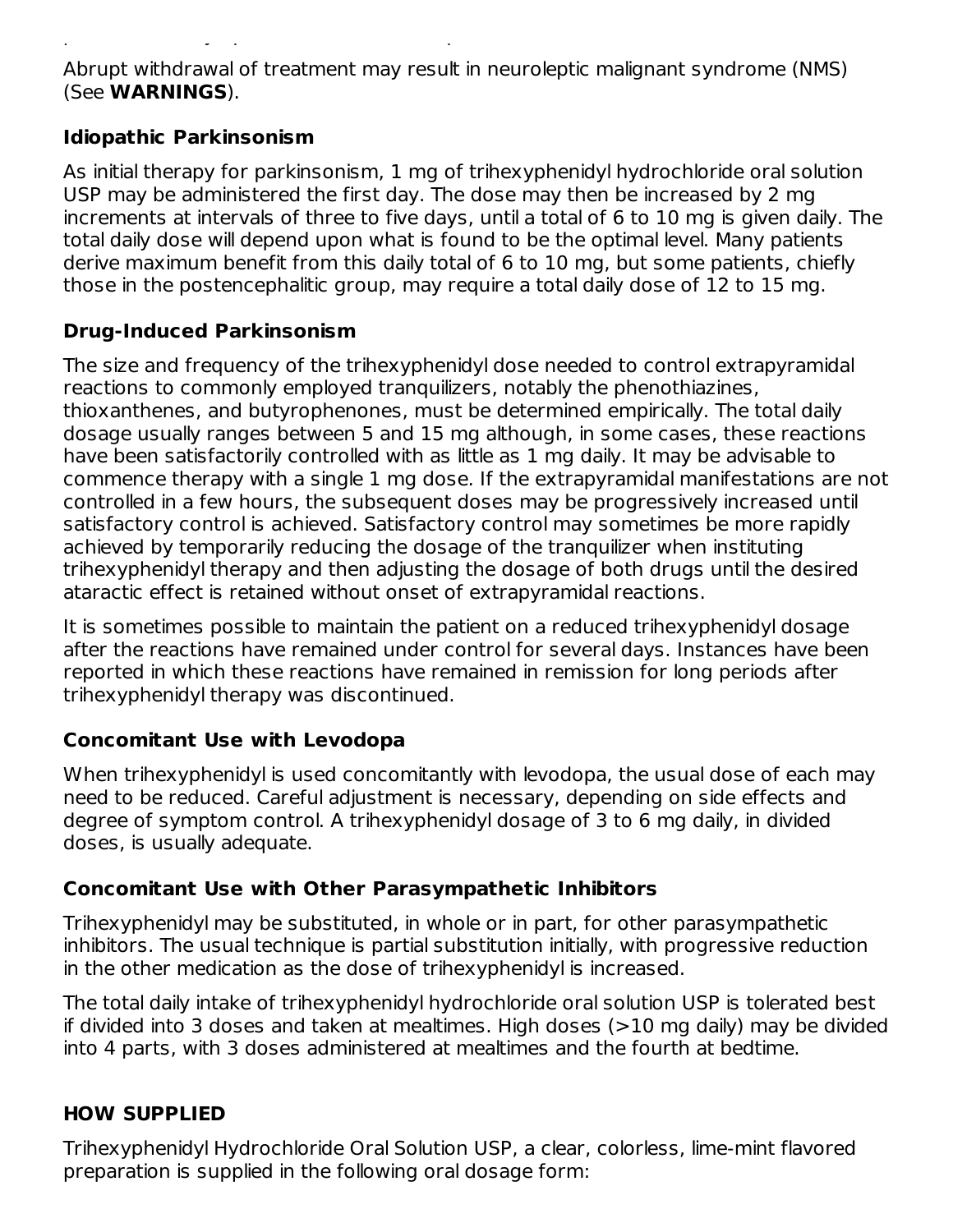Abrupt withdrawal of treatment may result in neuroleptic malignant syndrome (NMS) (See **WARNINGS**).

### Idiopathic Parkinsonism

As initial therapy for parkinsonism, 1 mg of trihexyphenidyl hydrochloride oral solution USP may be administered the first day. The dose may then be increased by 2 mg increments at intervals of three to five days, until a total of 6 to 10 mg is given daily. The total daily dose will depend upon what is found to be the optimal level. Many patients derive maximum benefit from this daily total of 6 to 10 mg, but some patients, chiefly those in the postencephalitic group, may require a total daily dose of 12 to 15 mg.

### Drug-Induced Parkinsonism

The size and frequency of the trihexyphenidyl dose needed to control extrapyramidal reactions to commonly employed tranquilizers, notably the phenothiazines, thioxanthenes, and butyrophenones, must be determined empirically. The total daily dosage usually ranges between 5 and 15 mg although, in some cases, these reactions have been satisfactorily controlled with as little as 1 mg daily. It may be advisable to commence therapy with a single 1 mg dose. If the extrapyramidal manifestations are not controlled in a few hours, the subsequent doses may be progressively increased until satisfactory control is achieved. Satisfactory control may sometimes be more rapidly achieved by temporarily reducing the dosage of the tranquilizer when instituting trihexyphenidyl therapy and then adjusting the dosage of both drugs until the desired ataractic effect is retained without onset of extrapyramidal reactions.

It is sometimes possible to maintain the patient on a reduced trihexyphenidyl dosage after the reactions have remained under control for several days. Instances have been reported in which these reactions have remained in remission for long periods after trihexyphenidyl therapy was discontinued.

### Concomitant Use with Levodopa

When trihexyphenidyl is used concomitantly with levodopa, the usual dose of each may need to be reduced. Careful adjustment is necessary, depending on side effects and degree of symptom control. A trihexyphenidyl dosage of 3 to 6 mg daily, in divided doses, is usually adequate.

### Concomitant Use with Other Parasympathetic Inhibitors

Trihexyphenidyl may be substituted, in whole or in part, for other parasympathetic inhibitors. The usual technique is partial substitution initially, with progressive reduction in the other medication as the dose of trihexyphenidyl is increased.

The total daily intake of trihexyphenidyl hydrochloride oral solution USP is tolerated best if divided into 3 doses and taken at mealtimes. High doses (>10 mg daily) may be divided into 4 parts, with 3 doses administered at mealtimes and the fourth at bedtime.

## HOW SUPPLIED

Trihexyphenidyl Hydrochloride Oral Solution USP, a clear, colorless, lime-mint flavored preparation is supplied in the following oral dosage form: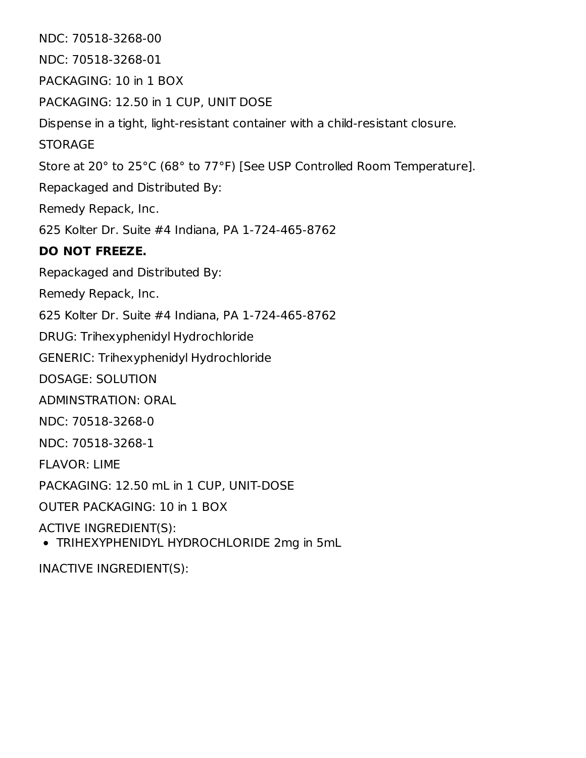NDC: 70518-3268-00

NDC: 70518-3268-01

PACKAGING: 10 in 1 BOX

PACKAGING: 12.50 in 1 CUP, UNIT DOSE

Dispense in a tight, light-resistant container with a child-resistant closure.

STORAGE

Store at 20° to 25°C (68° to 77°F) [See USP Controlled Room Temperature].

Repackaged and Distributed By:

Remedy Repack, Inc.

625 Kolter Dr. Suite #4 Indiana, PA 1-724-465-8762

**DO NOT FREEZE.**

Repackaged and Distributed By:

Remedy Repack, Inc.

625 Kolter Dr. Suite #4 Indiana, PA 1-724-465-8762

DRUG: Trihexyphenidyl Hydrochloride

GENERIC: Trihexyphenidyl Hydrochloride

DOSAGE: SOLUTION

ADMINSTRATION: ORAL

NDC: 70518-3268-0

NDC: 70518-3268-1

FLAVOR: LIME

PACKAGING: 12.50 mL in 1 CUP, UNIT-DOSE

OUTER PACKAGING: 10 in 1 BOX

ACTIVE INGREDIENT(S):

- TRIHEXYPHENIDYL HYDROCHLORIDE 2mg in 5mL

INACTIVE INGREDIENT(S):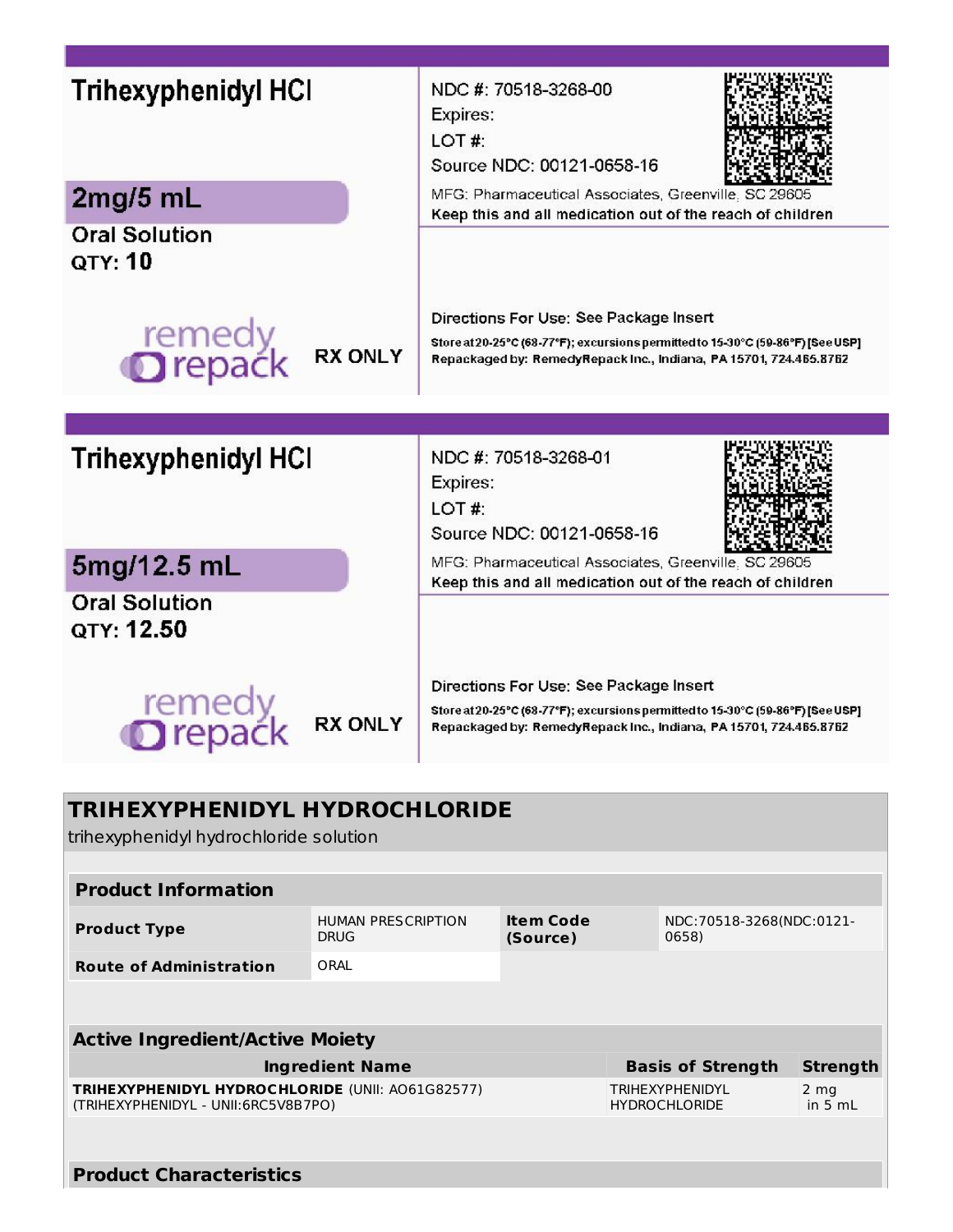**Trihexyphenidyl HCl**

**2mg/5 mL**

Oral Solution

QTY: **10**

remedy repack

RX ONLY

NDC #: 70518-3268-00

Expires:

LOT #:

Source NDC: 00121-0658-16

MFG: Pharmaceutical Associates, Greenville, SC 29605

Keep this and all medication out of the reach of children

Directions For Use: See Package Insert

Store at 20-25°C (68-77°F); excursions permitted to 15-30°C (59-86°F) [See USP]

Repackaged by: RemedyRepack Inc., Indiana, PA 15701, 724.465.8762

**Trihexyphenidyl HCl**

**5mg/12.5 mL**

Oral Solution

QTY: **12.50**

remedy repack

RX ONLY

NDC #: 70518-3268-01

Expires:

LOT #:

Source NDC: 00121-0658-16

MFG: Pharmaceutical Associates, Greenville, SC 29605

Keep this and all medication out of the reach of children

Directions For Use: See Package Insert

Store at 20-25°C (68-77°F); excursions permitted to 15-30°C (59-86°F) [See USP]

Repackaged by: RemedyRepack Inc., Indiana, PA 15701, 724.465.8762

## TRIHEXYPHENIDYL HYDROCHLORIDE

trihexyphenidyl hydrochloride solution

| Product Information | | | |
|---|---|---|---|
| **Product Type** | HUMAN PRESCRIPTION DRUG | **Item Code (Source)** | NDC:70518-3268(NDC:0121-0658) |
| **Route of Administration** | ORAL | | |

| Active Ingredient/Active Moiety | | |
|---|---|---|
| **Ingredient Name** | **Basis of Strength** | **Strength** |
| **TRIHEXYPHENIDYL HYDROCHLORIDE** (UNII: AO61G82577) (TRIHEXYPHENIDYL - UNII:6RC5V8B7PO) | TRIHEXYPHENIDYL HYDROCHLORIDE | 2 mg in 5 mL |

**Product Characteristics**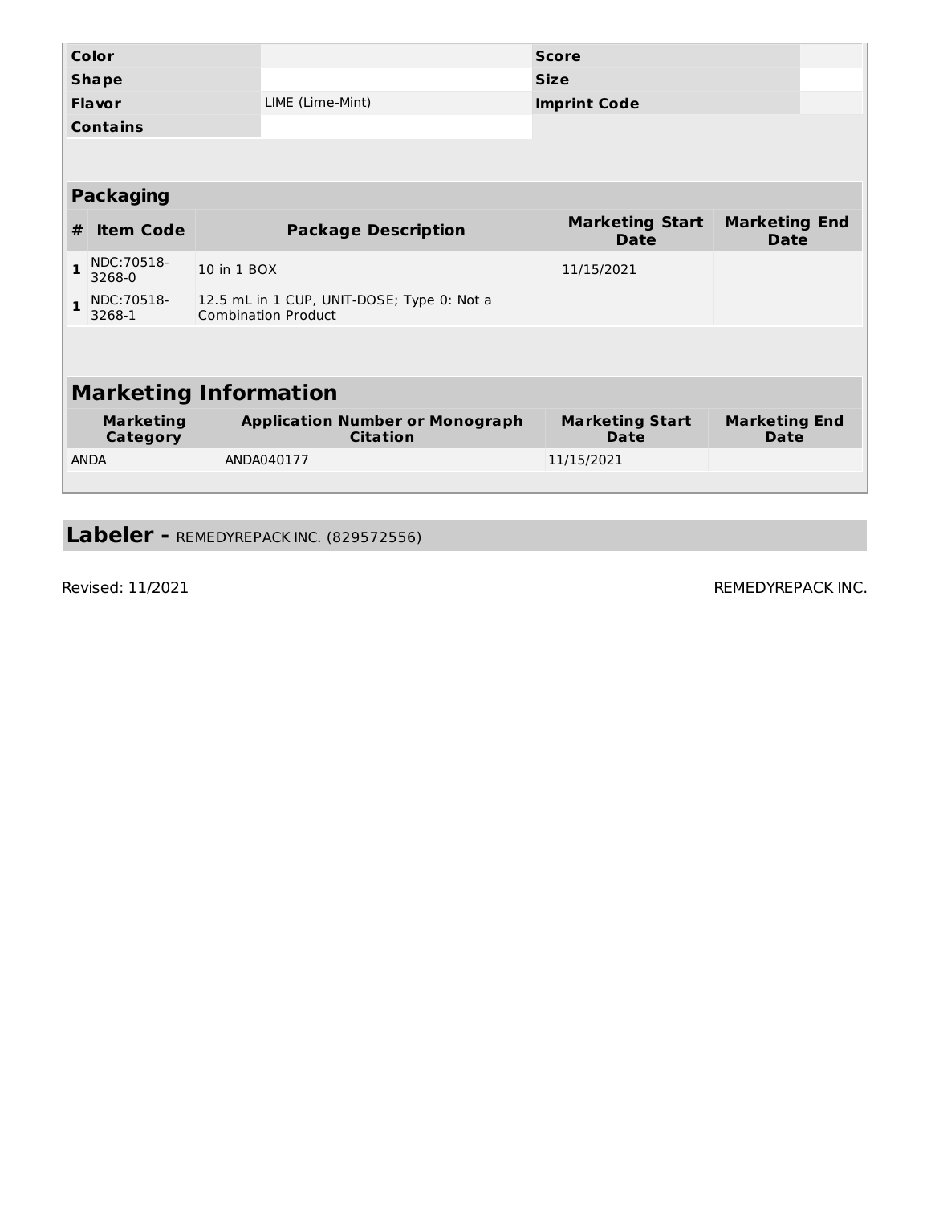| | | | |
|---|---|---|---|
| **Color** | | **Score** | |
| **Shape** | | **Size** | |
| **Flavor** | LIME (Lime-Mint) | **Imprint Code** | |
| **Contains** | | | |

| Packaging | | | | |
|---|---|---|---|---|
| **#** | **Item Code** | **Package Description** | **Marketing Start Date** | **Marketing End Date** |
| 1 | NDC:70518-3268-0 | 10 in 1 BOX | 11/15/2021 | |
| 1 | NDC:70518-3268-1 | 12.5 mL in 1 CUP, UNIT-DOSE; Type 0: Not a Combination Product | | |

| Marketing Information | | | |
|---|---|---|---|
| **Marketing Category** | **Application Number or Monograph Citation** | **Marketing Start Date** | **Marketing End Date** |
| ANDA | ANDA040177 | 11/15/2021 | |

**Labeler -** REMEDYREPACK INC. (829572556)

Revised: 11/2021

REMEDYREPACK INC.